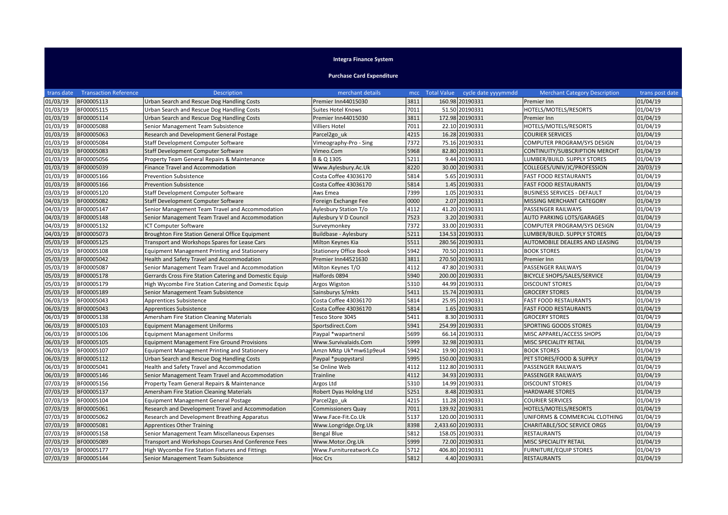# Integra Finance System

## Purchase Card Expenditure

| trans date | Transaction Reference | Description | merchant details | mcc | Total Value | cycle date yyyymmdd | Merchant Category Description | trans post date |
|---|---|---|---|---|---|---|---|---|
| 01/03/19 | BF00005113 | Urban Search and Rescue Dog Handling Costs | Premier Inn44015030 | 3811 | 160.98 | 20190331 | Premier Inn | 01/04/19 |
| 01/03/19 | BF00005115 | Urban Search and Rescue Dog Handling Costs | Suites Hotel Knows | 7011 | 51.50 | 20190331 | HOTELS/MOTELS/RESORTS | 01/04/19 |
| 01/03/19 | BF00005114 | Urban Search and Rescue Dog Handling Costs | Premier Inn44015030 | 3811 | 172.98 | 20190331 | Premier Inn | 01/04/19 |
| 01/03/19 | BF00005088 | Senior Management Team Subsistence | Villiers Hotel | 7011 | 22.10 | 20190331 | HOTELS/MOTELS/RESORTS | 01/04/19 |
| 01/03/19 | BF00005063 | Research and Development General Postage | Parcel2go_uk | 4215 | 16.28 | 20190331 | COURIER SERVICES | 01/04/19 |
| 01/03/19 | BF00005084 | Staff Development Computer Software | Vimeography-Pro - Sing | 7372 | 75.16 | 20190331 | COMPUTER PROGRAM/SYS DESIGN | 01/04/19 |
| 01/03/19 | BF00005083 | Staff Development Computer Software | Vimeo.Com | 5968 | 82.80 | 20190331 | CONTINUITY/SUBSCRIPTION MERCHT | 01/04/19 |
| 01/03/19 | BF00005056 | Property Team General Repairs & Maintenance | B & Q 1305 | 5211 | 9.44 | 20190331 | LUMBER/BUILD. SUPPLY STORES | 01/04/19 |
| 01/03/19 | BF00005039 | Finance Travel and Accommodation | Www.Aylesbury.Ac.Uk | 8220 | 30.00 | 20190331 | COLLEGES/UNIV/JC/PROFESSION | 20/03/19 |
| 01/03/19 | BF00005166 | Prevention Subsistence | Costa Coffee 43036170 | 5814 | 5.65 | 20190331 | FAST FOOD RESTAURANTS | 01/04/19 |
| 01/03/19 | BF00005166 | Prevention Subsistence | Costa Coffee 43036170 | 5814 | 1.45 | 20190331 | FAST FOOD RESTAURANTS | 01/04/19 |
| 03/03/19 | BF00005120 | Staff Development Computer Software | Aws Emea | 7399 | 1.05 | 20190331 | BUSINESS SERVICES - DEFAULT | 01/04/19 |
| 04/03/19 | BF00005082 | Staff Development Computer Software | Foreign Exchange Fee | 0000 | 2.07 | 20190331 | MISSING MERCHANT CATEGORY | 01/04/19 |
| 04/03/19 | BF00005147 | Senior Management Team Travel and Accommodation | Aylesbury Station T/o | 4112 | 41.20 | 20190331 | PASSENGER RAILWAYS | 01/04/19 |
| 04/03/19 | BF00005148 | Senior Management Team Travel and Accommodation | Aylesbury V D Council | 7523 | 3.20 | 20190331 | AUTO PARKING LOTS/GARAGES | 01/04/19 |
| 04/03/19 | BF00005132 | ICT Computer Software | Surveymonkey | 7372 | 33.00 | 20190331 | COMPUTER PROGRAM/SYS DESIGN | 01/04/19 |
| 04/03/19 | BF00005073 | Broughton Fire Station General Office Equipment | Buildbase - Aylesbury | 5211 | 134.53 | 20190331 | LUMBER/BUILD. SUPPLY STORES | 01/04/19 |
| 05/03/19 | BF00005125 | Transport and Workshops Spares for Lease Cars | Milton Keynes Kia | 5511 | 280.56 | 20190331 | AUTOMOBILE DEALERS AND LEASING | 01/04/19 |
| 05/03/19 | BF00005108 | Equipment Management Printing and Stationery | Stationery Office Book | 5942 | 70.50 | 20190331 | BOOK STORES | 01/04/19 |
| 05/03/19 | BF00005042 | Health and Safety Travel and Accommodation | Premier Inn44521630 | 3811 | 270.50 | 20190331 | Premier Inn | 01/04/19 |
| 05/03/19 | BF00005087 | Senior Management Team Travel and Accommodation | Milton Keynes T/O | 4112 | 47.80 | 20190331 | PASSENGER RAILWAYS | 01/04/19 |
| 05/03/19 | BF00005178 | Gerrards Cross Fire Station Catering and Domestic Equip | Halfords 0894 | 5940 | 200.00 | 20190331 | BICYCLE SHOPS/SALES/SERVICE | 01/04/19 |
| 05/03/19 | BF00005179 | High Wycombe Fire Station Catering and Domestic Equip | Argos Wigston | 5310 | 44.99 | 20190331 | DISCOUNT STORES | 01/04/19 |
| 05/03/19 | BF00005189 | Senior Management Team Subsistence | Sainsburys S/mkts | 5411 | 15.74 | 20190331 | GROCERY STORES | 01/04/19 |
| 06/03/19 | BF00005043 | Apprentices Subsistence | Costa Coffee 43036170 | 5814 | 25.95 | 20190331 | FAST FOOD RESTAURANTS | 01/04/19 |
| 06/03/19 | BF00005043 | Apprentices Subsistence | Costa Coffee 43036170 | 5814 | 1.65 | 20190331 | FAST FOOD RESTAURANTS | 01/04/19 |
| 06/03/19 | BF00005138 | Amersham Fire Station Cleaning Materials | Tesco Store 3045 | 5411 | 8.30 | 20190331 | GROCERY STORES | 01/04/19 |
| 06/03/19 | BF00005103 | Equipment Management Uniforms | Sportsdirect.Com | 5941 | 254.99 | 20190331 | SPORTING GOODS STORES | 01/04/19 |
| 06/03/19 | BF00005106 | Equipment Management Uniforms | Paypal *wapartnersl | 5699 | 66.14 | 20190331 | MISC APPAREL/ACCESS SHOPS | 01/04/19 |
| 06/03/19 | BF00005105 | Equipment Management Fire Ground Provisions | Www.Survivalaids.Com | 5999 | 32.98 | 20190331 | MISC SPECIALITY RETAIL | 01/04/19 |
| 06/03/19 | BF00005107 | Equipment Management Printing and Stationery | Amzn Mktp Uk*mw61p9eu4 | 5942 | 19.90 | 20190331 | BOOK STORES | 01/04/19 |
| 06/03/19 | BF00005112 | Urban Search and Rescue Dog Handling Costs | Paypal *puppystarsl | 5995 | 150.00 | 20190331 | PET STORES/FOOD & SUPPLY | 01/04/19 |
| 06/03/19 | BF00005041 | Health and Safety Travel and Accommodation | Se Online Web | 4112 | 112.80 | 20190331 | PASSENGER RAILWAYS | 01/04/19 |
| 06/03/19 | BF00005146 | Senior Management Team Travel and Accommodation | Trainline | 4112 | 34.93 | 20190331 | PASSENGER RAILWAYS | 01/04/19 |
| 07/03/19 | BF00005156 | Property Team General Repairs & Maintenance | Argos Ltd | 5310 | 14.99 | 20190331 | DISCOUNT STORES | 01/04/19 |
| 07/03/19 | BF00005137 | Amersham Fire Station Cleaning Materials | Robert Dyas Holdng Ltd | 5251 | 8.48 | 20190331 | HARDWARE STORES | 01/04/19 |
| 07/03/19 | BF00005104 | Equipment Management General Postage | Parcel2go_uk | 4215 | 11.28 | 20190331 | COURIER SERVICES | 01/04/19 |
| 07/03/19 | BF00005061 | Research and Development Travel and Accommodation | Commissioners Quay | 7011 | 139.92 | 20190331 | HOTELS/MOTELS/RESORTS | 01/04/19 |
| 07/03/19 | BF00005062 | Research and Development Breathing Apparatus | Www.Face-Fit.Co.Uk | 5137 | 120.00 | 20190331 | UNIFORMS & COMMERCIAL CLOTHING | 01/04/19 |
| 07/03/19 | BF00005081 | Apprentices Other Training | Www.Longridge.Org.Uk | 8398 | 2,433.60 | 20190331 | CHARITABLE/SOC SERVICE ORGS | 01/04/19 |
| 07/03/19 | BF00005158 | Senior Management Team Miscellaneous Expenses | Bengal Blue | 5812 | 158.05 | 20190331 | RESTAURANTS | 01/04/19 |
| 07/03/19 | BF00005089 | Transport and Workshops Courses And Conference Fees | Www.Motor.Org.Uk | 5999 | 72.00 | 20190331 | MISC SPECIALITY RETAIL | 01/04/19 |
| 07/03/19 | BF00005177 | High Wycombe Fire Station Fixtures and Fittings | Www.Furnitureatwork.Co | 5712 | 406.80 | 20190331 | FURNITURE/EQUIP STORES | 01/04/19 |
| 07/03/19 | BF00005144 | Senior Management Team Subsistence | Hoc Crs | 5812 | 4.40 | 20190331 | RESTAURANTS | 01/04/19 |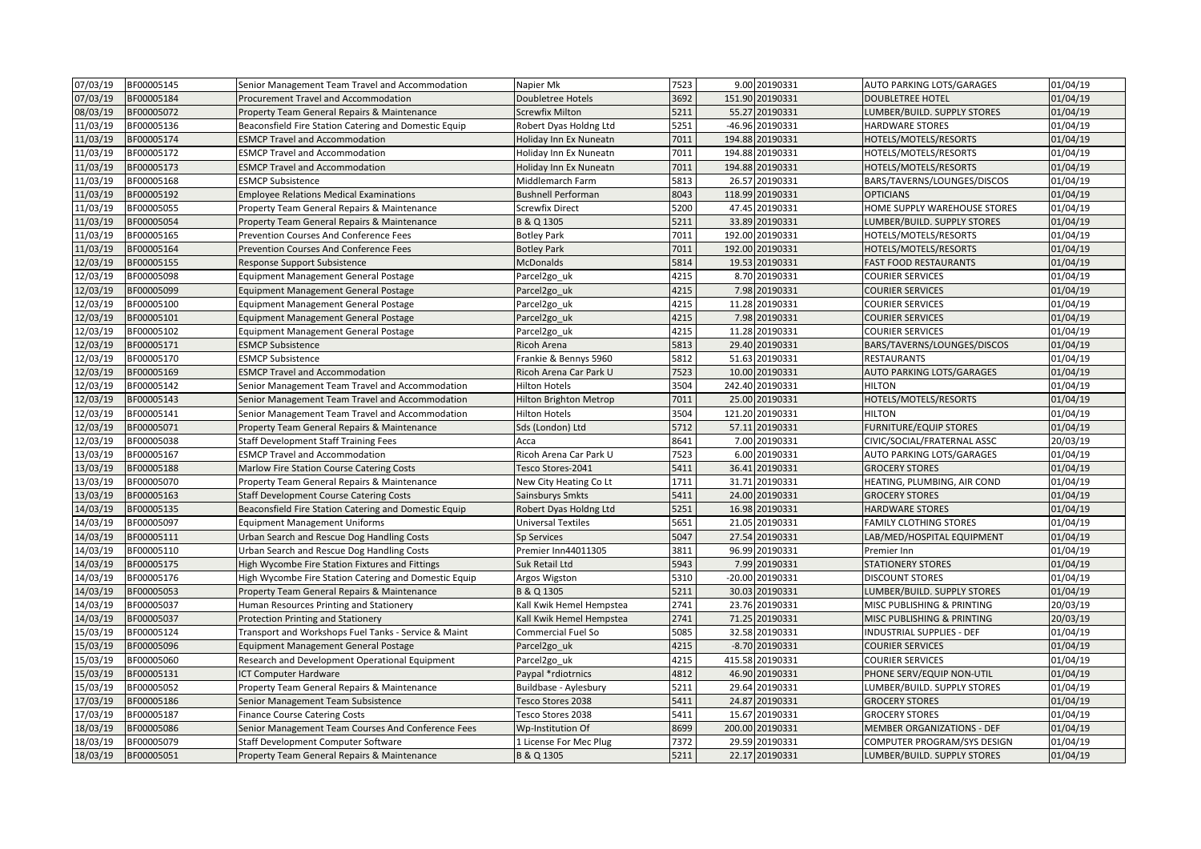| | | | | | | | | |
|---|---|---|---|---|---|---|---|---|
| 07/03/19 | BF00005145 | Senior Management Team Travel and Accommodation | Napier Mk | 7523 | 9.00 | 20190331 | AUTO PARKING LOTS/GARAGES | 01/04/19 |
| 07/03/19 | BF00005184 | Procurement Travel and Accommodation | Doubletree Hotels | 3692 | 151.90 | 20190331 | DOUBLETREE HOTEL | 01/04/19 |
| 08/03/19 | BF00005072 | Property Team General Repairs & Maintenance | Screwfix Milton | 5211 | 55.27 | 20190331 | LUMBER/BUILD. SUPPLY STORES | 01/04/19 |
| 11/03/19 | BF00005136 | Beaconsfield Fire Station Catering and Domestic Equip | Robert Dyas Holdng Ltd | 5251 | -46.96 | 20190331 | HARDWARE STORES | 01/04/19 |
| 11/03/19 | BF00005174 | ESMCP Travel and Accommodation | Holiday Inn Ex Nuneatn | 7011 | 194.88 | 20190331 | HOTELS/MOTELS/RESORTS | 01/04/19 |
| 11/03/19 | BF00005172 | ESMCP Travel and Accommodation | Holiday Inn Ex Nuneatn | 7011 | 194.88 | 20190331 | HOTELS/MOTELS/RESORTS | 01/04/19 |
| 11/03/19 | BF00005173 | ESMCP Travel and Accommodation | Holiday Inn Ex Nuneatn | 7011 | 194.88 | 20190331 | HOTELS/MOTELS/RESORTS | 01/04/19 |
| 11/03/19 | BF00005168 | ESMCP Subsistence | Middlemarch Farm | 5813 | 26.57 | 20190331 | BARS/TAVERNS/LOUNGES/DISCOS | 01/04/19 |
| 11/03/19 | BF00005192 | Employee Relations Medical Examinations | Bushnell Performan | 8043 | 118.99 | 20190331 | OPTICIANS | 01/04/19 |
| 11/03/19 | BF00005055 | Property Team General Repairs & Maintenance | Screwfix Direct | 5200 | 47.45 | 20190331 | HOME SUPPLY WAREHOUSE STORES | 01/04/19 |
| 11/03/19 | BF00005054 | Property Team General Repairs & Maintenance | B & Q 1305 | 5211 | 33.89 | 20190331 | LUMBER/BUILD. SUPPLY STORES | 01/04/19 |
| 11/03/19 | BF00005165 | Prevention Courses And Conference Fees | Botley Park | 7011 | 192.00 | 20190331 | HOTELS/MOTELS/RESORTS | 01/04/19 |
| 11/03/19 | BF00005164 | Prevention Courses And Conference Fees | Botley Park | 7011 | 192.00 | 20190331 | HOTELS/MOTELS/RESORTS | 01/04/19 |
| 12/03/19 | BF00005155 | Response Support Subsistence | McDonalds | 5814 | 19.53 | 20190331 | FAST FOOD RESTAURANTS | 01/04/19 |
| 12/03/19 | BF00005098 | Equipment Management General Postage | Parcel2go_uk | 4215 | 8.70 | 20190331 | COURIER SERVICES | 01/04/19 |
| 12/03/19 | BF00005099 | Equipment Management General Postage | Parcel2go_uk | 4215 | 7.98 | 20190331 | COURIER SERVICES | 01/04/19 |
| 12/03/19 | BF00005100 | Equipment Management General Postage | Parcel2go_uk | 4215 | 11.28 | 20190331 | COURIER SERVICES | 01/04/19 |
| 12/03/19 | BF00005101 | Equipment Management General Postage | Parcel2go_uk | 4215 | 7.98 | 20190331 | COURIER SERVICES | 01/04/19 |
| 12/03/19 | BF00005102 | Equipment Management General Postage | Parcel2go_uk | 4215 | 11.28 | 20190331 | COURIER SERVICES | 01/04/19 |
| 12/03/19 | BF00005171 | ESMCP Subsistence | Ricoh Arena | 5813 | 29.40 | 20190331 | BARS/TAVERNS/LOUNGES/DISCOS | 01/04/19 |
| 12/03/19 | BF00005170 | ESMCP Subsistence | Frankie & Bennys 5960 | 5812 | 51.63 | 20190331 | RESTAURANTS | 01/04/19 |
| 12/03/19 | BF00005169 | ESMCP Travel and Accommodation | Ricoh Arena Car Park U | 7523 | 10.00 | 20190331 | AUTO PARKING LOTS/GARAGES | 01/04/19 |
| 12/03/19 | BF00005142 | Senior Management Team Travel and Accommodation | Hilton Hotels | 3504 | 242.40 | 20190331 | HILTON | 01/04/19 |
| 12/03/19 | BF00005143 | Senior Management Team Travel and Accommodation | Hilton Brighton Metrop | 7011 | 25.00 | 20190331 | HOTELS/MOTELS/RESORTS | 01/04/19 |
| 12/03/19 | BF00005141 | Senior Management Team Travel and Accommodation | Hilton Hotels | 3504 | 121.20 | 20190331 | HILTON | 01/04/19 |
| 12/03/19 | BF00005071 | Property Team General Repairs & Maintenance | Sds (London) Ltd | 5712 | 57.11 | 20190331 | FURNITURE/EQUIP STORES | 01/04/19 |
| 12/03/19 | BF00005038 | Staff Development Staff Training Fees | Acca | 8641 | 7.00 | 20190331 | CIVIC/SOCIAL/FRATERNAL ASSC | 20/03/19 |
| 13/03/19 | BF00005167 | ESMCP Travel and Accommodation | Ricoh Arena Car Park U | 7523 | 6.00 | 20190331 | AUTO PARKING LOTS/GARAGES | 01/04/19 |
| 13/03/19 | BF00005188 | Marlow Fire Station Course Catering Costs | Tesco Stores-2041 | 5411 | 36.41 | 20190331 | GROCERY STORES | 01/04/19 |
| 13/03/19 | BF00005070 | Property Team General Repairs & Maintenance | New City Heating Co Lt | 1711 | 31.71 | 20190331 | HEATING, PLUMBING, AIR COND | 01/04/19 |
| 13/03/19 | BF00005163 | Staff Development Course Catering Costs | Sainsburys Smkts | 5411 | 24.00 | 20190331 | GROCERY STORES | 01/04/19 |
| 14/03/19 | BF00005135 | Beaconsfield Fire Station Catering and Domestic Equip | Robert Dyas Holdng Ltd | 5251 | 16.98 | 20190331 | HARDWARE STORES | 01/04/19 |
| 14/03/19 | BF00005097 | Equipment Management Uniforms | Universal Textiles | 5651 | 21.05 | 20190331 | FAMILY CLOTHING STORES | 01/04/19 |
| 14/03/19 | BF00005111 | Urban Search and Rescue Dog Handling Costs | Sp Services | 5047 | 27.54 | 20190331 | LAB/MED/HOSPITAL EQUIPMENT | 01/04/19 |
| 14/03/19 | BF00005110 | Urban Search and Rescue Dog Handling Costs | Premier Inn44011305 | 3811 | 96.99 | 20190331 | Premier Inn | 01/04/19 |
| 14/03/19 | BF00005175 | High Wycombe Fire Station Fixtures and Fittings | Suk Retail Ltd | 5943 | 7.99 | 20190331 | STATIONERY STORES | 01/04/19 |
| 14/03/19 | BF00005176 | High Wycombe Fire Station Catering and Domestic Equip | Argos Wigston | 5310 | -20.00 | 20190331 | DISCOUNT STORES | 01/04/19 |
| 14/03/19 | BF00005053 | Property Team General Repairs & Maintenance | B & Q 1305 | 5211 | 30.03 | 20190331 | LUMBER/BUILD. SUPPLY STORES | 01/04/19 |
| 14/03/19 | BF00005037 | Human Resources Printing and Stationery | Kall Kwik Hemel Hempstea | 2741 | 23.76 | 20190331 | MISC PUBLISHING & PRINTING | 20/03/19 |
| 14/03/19 | BF00005037 | Protection Printing and Stationery | Kall Kwik Hemel Hempstea | 2741 | 71.25 | 20190331 | MISC PUBLISHING & PRINTING | 20/03/19 |
| 15/03/19 | BF00005124 | Transport and Workshops Fuel Tanks - Service & Maint | Commercial Fuel So | 5085 | 32.58 | 20190331 | INDUSTRIAL SUPPLIES - DEF | 01/04/19 |
| 15/03/19 | BF00005096 | Equipment Management General Postage | Parcel2go_uk | 4215 | -8.70 | 20190331 | COURIER SERVICES | 01/04/19 |
| 15/03/19 | BF00005060 | Research and Development Operational Equipment | Parcel2go_uk | 4215 | 415.58 | 20190331 | COURIER SERVICES | 01/04/19 |
| 15/03/19 | BF00005131 | ICT Computer Hardware | Paypal *rdiotrnics | 4812 | 46.90 | 20190331 | PHONE SERV/EQUIP NON-UTIL | 01/04/19 |
| 15/03/19 | BF00005052 | Property Team General Repairs & Maintenance | Buildbase - Aylesbury | 5211 | 29.64 | 20190331 | LUMBER/BUILD. SUPPLY STORES | 01/04/19 |
| 17/03/19 | BF00005186 | Senior Management Team Subsistence | Tesco Stores 2038 | 5411 | 24.87 | 20190331 | GROCERY STORES | 01/04/19 |
| 17/03/19 | BF00005187 | Finance Course Catering Costs | Tesco Stores 2038 | 5411 | 15.67 | 20190331 | GROCERY STORES | 01/04/19 |
| 18/03/19 | BF00005086 | Senior Management Team Courses And Conference Fees | Wp-Institution Of | 8699 | 200.00 | 20190331 | MEMBER ORGANIZATIONS - DEF | 01/04/19 |
| 18/03/19 | BF00005079 | Staff Development Computer Software | 1 License For Mec Plug | 7372 | 29.59 | 20190331 | COMPUTER PROGRAM/SYS DESIGN | 01/04/19 |
| 18/03/19 | BF00005051 | Property Team General Repairs & Maintenance | B & Q 1305 | 5211 | 22.17 | 20190331 | LUMBER/BUILD. SUPPLY STORES | 01/04/19 |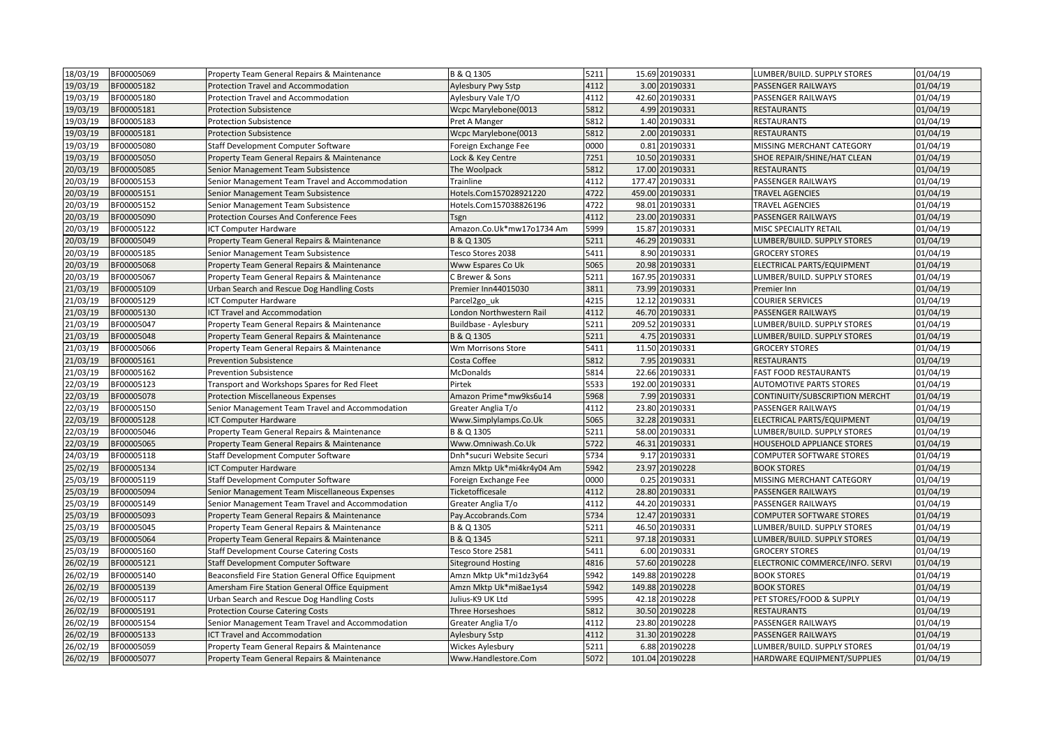| | | | | | | | | |
|---|---|---|---|---|---|---|---|---|
| 18/03/19 | BF00005069 | Property Team General Repairs & Maintenance | B & Q 1305 | 5211 | 15.69 | 20190331 | LUMBER/BUILD. SUPPLY STORES | 01/04/19 |
| 19/03/19 | BF00005182 | Protection Travel and Accommodation | Aylesbury Pwy Sstp | 4112 | 3.00 | 20190331 | PASSENGER RAILWAYS | 01/04/19 |
| 19/03/19 | BF00005180 | Protection Travel and Accommodation | Aylesbury Vale T/O | 4112 | 42.60 | 20190331 | PASSENGER RAILWAYS | 01/04/19 |
| 19/03/19 | BF00005181 | Protection Subsistence | Wcpc Marylebone(0013 | 5812 | 4.99 | 20190331 | RESTAURANTS | 01/04/19 |
| 19/03/19 | BF00005183 | Protection Subsistence | Pret A Manger | 5812 | 1.40 | 20190331 | RESTAURANTS | 01/04/19 |
| 19/03/19 | BF00005181 | Protection Subsistence | Wcpc Marylebone(0013 | 5812 | 2.00 | 20190331 | RESTAURANTS | 01/04/19 |
| 19/03/19 | BF00005080 | Staff Development Computer Software | Foreign Exchange Fee | 0000 | 0.81 | 20190331 | MISSING MERCHANT CATEGORY | 01/04/19 |
| 19/03/19 | BF00005050 | Property Team General Repairs & Maintenance | Lock & Key Centre | 7251 | 10.50 | 20190331 | SHOE REPAIR/SHINE/HAT CLEAN | 01/04/19 |
| 20/03/19 | BF00005085 | Senior Management Team Subsistence | The Woolpack | 5812 | 17.00 | 20190331 | RESTAURANTS | 01/04/19 |
| 20/03/19 | BF00005153 | Senior Management Team Travel and Accommodation | Trainline | 4112 | 177.47 | 20190331 | PASSENGER RAILWAYS | 01/04/19 |
| 20/03/19 | BF00005151 | Senior Management Team Subsistence | Hotels.Com157028921220 | 4722 | 459.00 | 20190331 | TRAVEL AGENCIES | 01/04/19 |
| 20/03/19 | BF00005152 | Senior Management Team Subsistence | Hotels.Com157038826196 | 4722 | 98.01 | 20190331 | TRAVEL AGENCIES | 01/04/19 |
| 20/03/19 | BF00005090 | Protection Courses And Conference Fees | Tsgn | 4112 | 23.00 | 20190331 | PASSENGER RAILWAYS | 01/04/19 |
| 20/03/19 | BF00005122 | ICT Computer Hardware | Amazon.Co.Uk*mw17o1734 Am | 5999 | 15.87 | 20190331 | MISC SPECIALITY RETAIL | 01/04/19 |
| 20/03/19 | BF00005049 | Property Team General Repairs & Maintenance | B & Q 1305 | 5211 | 46.29 | 20190331 | LUMBER/BUILD. SUPPLY STORES | 01/04/19 |
| 20/03/19 | BF00005185 | Senior Management Team Subsistence | Tesco Stores 2038 | 5411 | 8.90 | 20190331 | GROCERY STORES | 01/04/19 |
| 20/03/19 | BF00005068 | Property Team General Repairs & Maintenance | Www Espares Co Uk | 5065 | 20.98 | 20190331 | ELECTRICAL PARTS/EQUIPMENT | 01/04/19 |
| 20/03/19 | BF00005067 | Property Team General Repairs & Maintenance | C Brewer & Sons | 5211 | 167.95 | 20190331 | LUMBER/BUILD. SUPPLY STORES | 01/04/19 |
| 21/03/19 | BF00005109 | Urban Search and Rescue Dog Handling Costs | Premier Inn44015030 | 3811 | 73.99 | 20190331 | Premier Inn | 01/04/19 |
| 21/03/19 | BF00005129 | ICT Computer Hardware | Parcel2go_uk | 4215 | 12.12 | 20190331 | COURIER SERVICES | 01/04/19 |
| 21/03/19 | BF00005130 | ICT Travel and Accommodation | London Northwestern Rail | 4112 | 46.70 | 20190331 | PASSENGER RAILWAYS | 01/04/19 |
| 21/03/19 | BF00005047 | Property Team General Repairs & Maintenance | Buildbase - Aylesbury | 5211 | 209.52 | 20190331 | LUMBER/BUILD. SUPPLY STORES | 01/04/19 |
| 21/03/19 | BF00005048 | Property Team General Repairs & Maintenance | B & Q 1305 | 5211 | 4.75 | 20190331 | LUMBER/BUILD. SUPPLY STORES | 01/04/19 |
| 21/03/19 | BF00005066 | Property Team General Repairs & Maintenance | Wm Morrisons Store | 5411 | 11.50 | 20190331 | GROCERY STORES | 01/04/19 |
| 21/03/19 | BF00005161 | Prevention Subsistence | Costa Coffee | 5812 | 7.95 | 20190331 | RESTAURANTS | 01/04/19 |
| 21/03/19 | BF00005162 | Prevention Subsistence | McDonalds | 5814 | 22.66 | 20190331 | FAST FOOD RESTAURANTS | 01/04/19 |
| 22/03/19 | BF00005123 | Transport and Workshops Spares for Red Fleet | Pirtek | 5533 | 192.00 | 20190331 | AUTOMOTIVE PARTS STORES | 01/04/19 |
| 22/03/19 | BF00005078 | Protection Miscellaneous Expenses | Amazon Prime*mw9ks6u14 | 5968 | 7.99 | 20190331 | CONTINUITY/SUBSCRIPTION MERCHT | 01/04/19 |
| 22/03/19 | BF00005150 | Senior Management Team Travel and Accommodation | Greater Anglia T/o | 4112 | 23.80 | 20190331 | PASSENGER RAILWAYS | 01/04/19 |
| 22/03/19 | BF00005128 | ICT Computer Hardware | Www.Simplylamps.Co.Uk | 5065 | 32.28 | 20190331 | ELECTRICAL PARTS/EQUIPMENT | 01/04/19 |
| 22/03/19 | BF00005046 | Property Team General Repairs & Maintenance | B & Q 1305 | 5211 | 58.00 | 20190331 | LUMBER/BUILD. SUPPLY STORES | 01/04/19 |
| 22/03/19 | BF00005065 | Property Team General Repairs & Maintenance | Www.Omniwash.Co.Uk | 5722 | 46.31 | 20190331 | HOUSEHOLD APPLIANCE STORES | 01/04/19 |
| 24/03/19 | BF00005118 | Staff Development Computer Software | Dnh*sucuri Website Securi | 5734 | 9.17 | 20190331 | COMPUTER SOFTWARE STORES | 01/04/19 |
| 25/02/19 | BF00005134 | ICT Computer Hardware | Amzn Mktp Uk*mi4kr4y04 Am | 5942 | 23.97 | 20190228 | BOOK STORES | 01/04/19 |
| 25/03/19 | BF00005119 | Staff Development Computer Software | Foreign Exchange Fee | 0000 | 0.25 | 20190331 | MISSING MERCHANT CATEGORY | 01/04/19 |
| 25/03/19 | BF00005094 | Senior Management Team Miscellaneous Expenses | Ticketofficesale | 4112 | 28.80 | 20190331 | PASSENGER RAILWAYS | 01/04/19 |
| 25/03/19 | BF00005149 | Senior Management Team Travel and Accommodation | Greater Anglia T/o | 4112 | 44.20 | 20190331 | PASSENGER RAILWAYS | 01/04/19 |
| 25/03/19 | BF00005093 | Property Team General Repairs & Maintenance | Pay.Accobrands.Com | 5734 | 12.47 | 20190331 | COMPUTER SOFTWARE STORES | 01/04/19 |
| 25/03/19 | BF00005045 | Property Team General Repairs & Maintenance | B & Q 1305 | 5211 | 46.50 | 20190331 | LUMBER/BUILD. SUPPLY STORES | 01/04/19 |
| 25/03/19 | BF00005064 | Property Team General Repairs & Maintenance | B & Q 1345 | 5211 | 97.18 | 20190331 | LUMBER/BUILD. SUPPLY STORES | 01/04/19 |
| 25/03/19 | BF00005160 | Staff Development Course Catering Costs | Tesco Store 2581 | 5411 | 6.00 | 20190331 | GROCERY STORES | 01/04/19 |
| 26/02/19 | BF00005121 | Staff Development Computer Software | Siteground Hosting | 4816 | 57.60 | 20190228 | ELECTRONIC COMMERCE/INFO. SERVI | 01/04/19 |
| 26/02/19 | BF00005140 | Beaconsfield Fire Station General Office Equipment | Amzn Mktp Uk*mi1dz3y64 | 5942 | 149.88 | 20190228 | BOOK STORES | 01/04/19 |
| 26/02/19 | BF00005139 | Amersham Fire Station General Office Equipment | Amzn Mktp Uk*mi8ae1ys4 | 5942 | 149.88 | 20190228 | BOOK STORES | 01/04/19 |
| 26/02/19 | BF00005117 | Urban Search and Rescue Dog Handling Costs | Julius-K9 UK Ltd | 5995 | 42.18 | 20190228 | PET STORES/FOOD & SUPPLY | 01/04/19 |
| 26/02/19 | BF00005191 | Protection Course Catering Costs | Three Horseshoes | 5812 | 30.50 | 20190228 | RESTAURANTS | 01/04/19 |
| 26/02/19 | BF00005154 | Senior Management Team Travel and Accommodation | Greater Anglia T/o | 4112 | 23.80 | 20190228 | PASSENGER RAILWAYS | 01/04/19 |
| 26/02/19 | BF00005133 | ICT Travel and Accommodation | Aylesbury Sstp | 4112 | 31.30 | 20190228 | PASSENGER RAILWAYS | 01/04/19 |
| 26/02/19 | BF00005059 | Property Team General Repairs & Maintenance | Wickes Aylesbury | 5211 | 6.88 | 20190228 | LUMBER/BUILD. SUPPLY STORES | 01/04/19 |
| 26/02/19 | BF00005077 | Property Team General Repairs & Maintenance | Www.Handlestore.Com | 5072 | 101.04 | 20190228 | HARDWARE EQUIPMENT/SUPPLIES | 01/04/19 |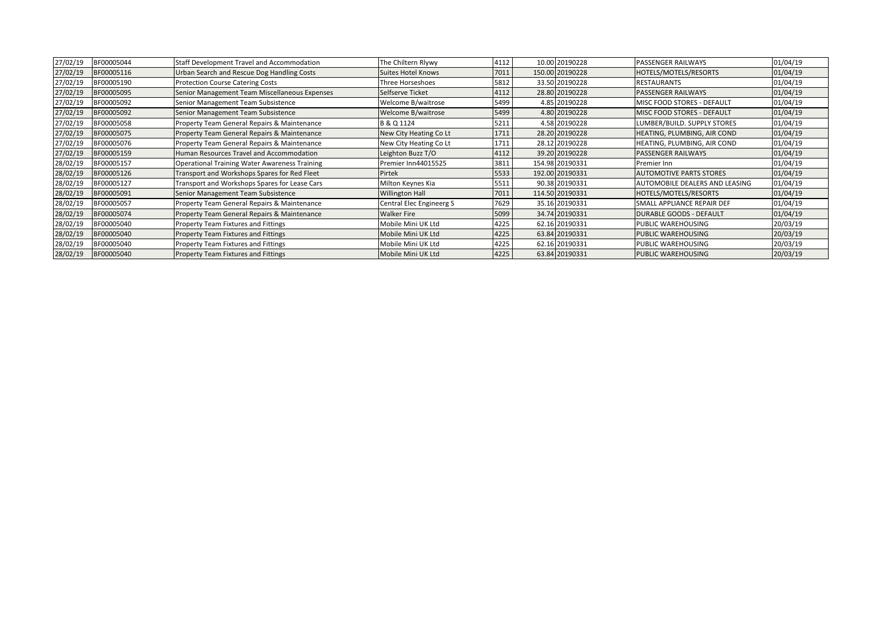| | | | | | | | | |
|---|---|---|---|---|---|---|---|---|
| 27/02/19 | BF00005044 | Staff Development Travel and Accommodation | The Chiltern Rlywy | 4112 | 10.00 | 20190228 | PASSENGER RAILWAYS | 01/04/19 |
| 27/02/19 | BF00005116 | Urban Search and Rescue Dog Handling Costs | Suites Hotel Knows | 7011 | 150.00 | 20190228 | HOTELS/MOTELS/RESORTS | 01/04/19 |
| 27/02/19 | BF00005190 | Protection Course Catering Costs | Three Horseshoes | 5812 | 33.50 | 20190228 | RESTAURANTS | 01/04/19 |
| 27/02/19 | BF00005095 | Senior Management Team Miscellaneous Expenses | Selfserve Ticket | 4112 | 28.80 | 20190228 | PASSENGER RAILWAYS | 01/04/19 |
| 27/02/19 | BF00005092 | Senior Management Team Subsistence | Welcome B/waitrose | 5499 | 4.85 | 20190228 | MISC FOOD STORES - DEFAULT | 01/04/19 |
| 27/02/19 | BF00005092 | Senior Management Team Subsistence | Welcome B/waitrose | 5499 | 4.80 | 20190228 | MISC FOOD STORES - DEFAULT | 01/04/19 |
| 27/02/19 | BF00005058 | Property Team General Repairs & Maintenance | B & Q 1124 | 5211 | 4.58 | 20190228 | LUMBER/BUILD. SUPPLY STORES | 01/04/19 |
| 27/02/19 | BF00005075 | Property Team General Repairs & Maintenance | New City Heating Co Lt | 1711 | 28.20 | 20190228 | HEATING, PLUMBING, AIR COND | 01/04/19 |
| 27/02/19 | BF00005076 | Property Team General Repairs & Maintenance | New City Heating Co Lt | 1711 | 28.12 | 20190228 | HEATING, PLUMBING, AIR COND | 01/04/19 |
| 27/02/19 | BF00005159 | Human Resources Travel and Accommodation | Leighton Buzz T/O | 4112 | 39.20 | 20190228 | PASSENGER RAILWAYS | 01/04/19 |
| 28/02/19 | BF00005157 | Operational Training Water Awareness Training | Premier Inn44015525 | 3811 | 154.98 | 20190331 | Premier Inn | 01/04/19 |
| 28/02/19 | BF00005126 | Transport and Workshops Spares for Red Fleet | Pirtek | 5533 | 192.00 | 20190331 | AUTOMOTIVE PARTS STORES | 01/04/19 |
| 28/02/19 | BF00005127 | Transport and Workshops Spares for Lease Cars | Milton Keynes Kia | 5511 | 90.38 | 20190331 | AUTOMOBILE DEALERS AND LEASING | 01/04/19 |
| 28/02/19 | BF00005091 | Senior Management Team Subsistence | Willington Hall | 7011 | 114.50 | 20190331 | HOTELS/MOTELS/RESORTS | 01/04/19 |
| 28/02/19 | BF00005057 | Property Team General Repairs & Maintenance | Central Elec Engineerg S | 7629 | 35.16 | 20190331 | SMALL APPLIANCE REPAIR DEF | 01/04/19 |
| 28/02/19 | BF00005074 | Property Team General Repairs & Maintenance | Walker Fire | 5099 | 34.74 | 20190331 | DURABLE GOODS - DEFAULT | 01/04/19 |
| 28/02/19 | BF00005040 | Property Team Fixtures and Fittings | Mobile Mini UK Ltd | 4225 | 62.16 | 20190331 | PUBLIC WAREHOUSING | 20/03/19 |
| 28/02/19 | BF00005040 | Property Team Fixtures and Fittings | Mobile Mini UK Ltd | 4225 | 63.84 | 20190331 | PUBLIC WAREHOUSING | 20/03/19 |
| 28/02/19 | BF00005040 | Property Team Fixtures and Fittings | Mobile Mini UK Ltd | 4225 | 62.16 | 20190331 | PUBLIC WAREHOUSING | 20/03/19 |
| 28/02/19 | BF00005040 | Property Team Fixtures and Fittings | Mobile Mini UK Ltd | 4225 | 63.84 | 20190331 | PUBLIC WAREHOUSING | 20/03/19 |